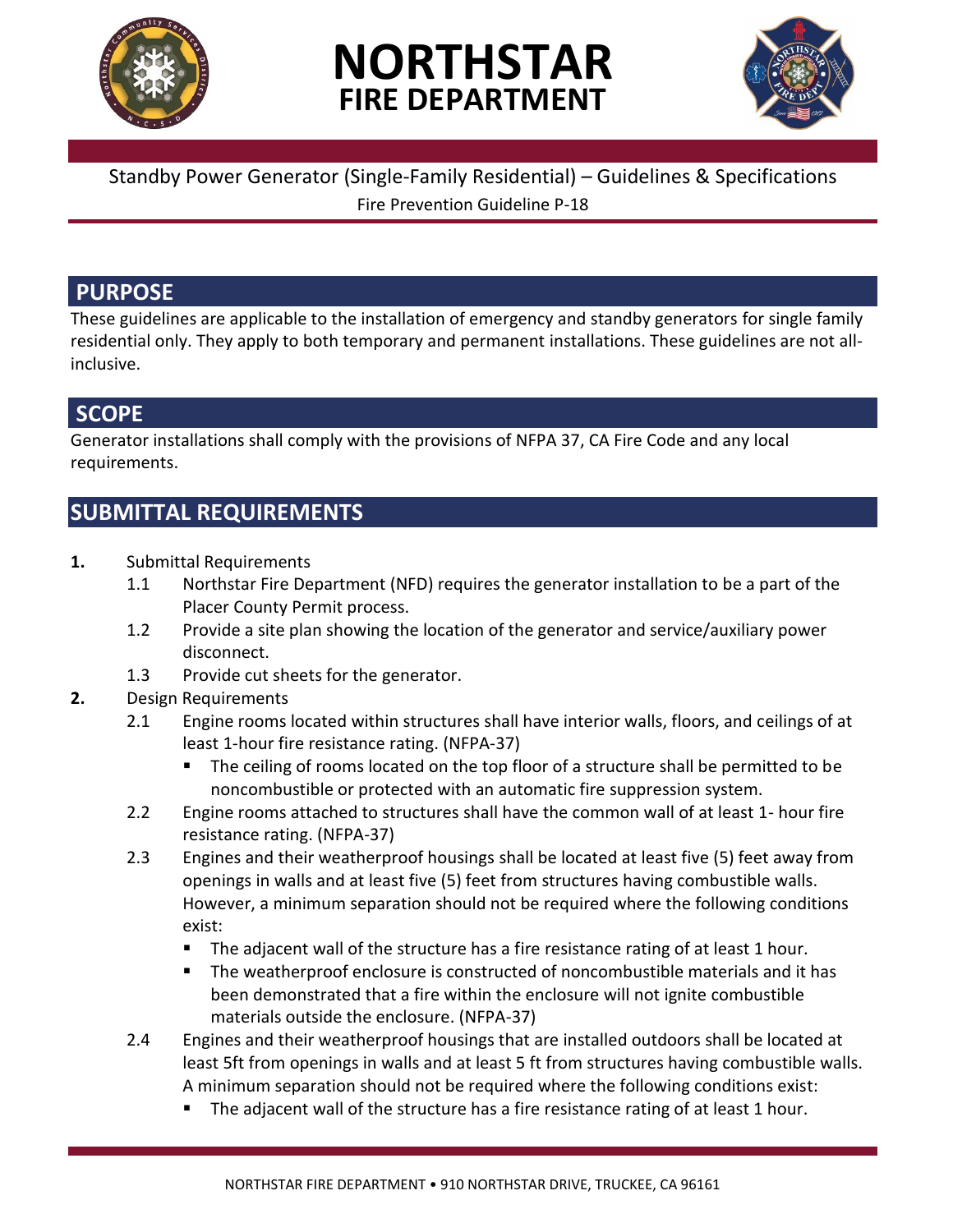# NORTHSTAR
## FIRE DEPARTMENT

Standby Power Generator (Single-Family Residential) – Guidelines & Specifications

Fire Prevention Guideline P-18

## PURPOSE

These guidelines are applicable to the installation of emergency and standby generators for single family residential only. They apply to both temporary and permanent installations. These guidelines are not all-inclusive.

## SCOPE

Generator installations shall comply with the provisions of NFPA 37, CA Fire Code and any local requirements.

## SUBMITTAL REQUIREMENTS

**1.** Submittal Requirements
   - 1.1 Northstar Fire Department (NFD) requires the generator installation to be a part of the Placer County Permit process.
   - 1.2 Provide a site plan showing the location of the generator and service/auxiliary power disconnect.
   - 1.3 Provide cut sheets for the generator.

**2.** Design Requirements
   - 2.1 Engine rooms located within structures shall have interior walls, floors, and ceilings of at least 1-hour fire resistance rating. (NFPA-37)
     - The ceiling of rooms located on the top floor of a structure shall be permitted to be noncombustible or protected with an automatic fire suppression system.
   - 2.2 Engine rooms attached to structures shall have the common wall of at least 1- hour fire resistance rating. (NFPA-37)
   - 2.3 Engines and their weatherproof housings shall be located at least five (5) feet away from openings in walls and at least five (5) feet from structures having combustible walls. However, a minimum separation should not be required where the following conditions exist:
     - The adjacent wall of the structure has a fire resistance rating of at least 1 hour.
     - The weatherproof enclosure is constructed of noncombustible materials and it has been demonstrated that a fire within the enclosure will not ignite combustible materials outside the enclosure. (NFPA-37)
   - 2.4 Engines and their weatherproof housings that are installed outdoors shall be located at least 5ft from openings in walls and at least 5 ft from structures having combustible walls. A minimum separation should not be required where the following conditions exist:
     - The adjacent wall of the structure has a fire resistance rating of at least 1 hour.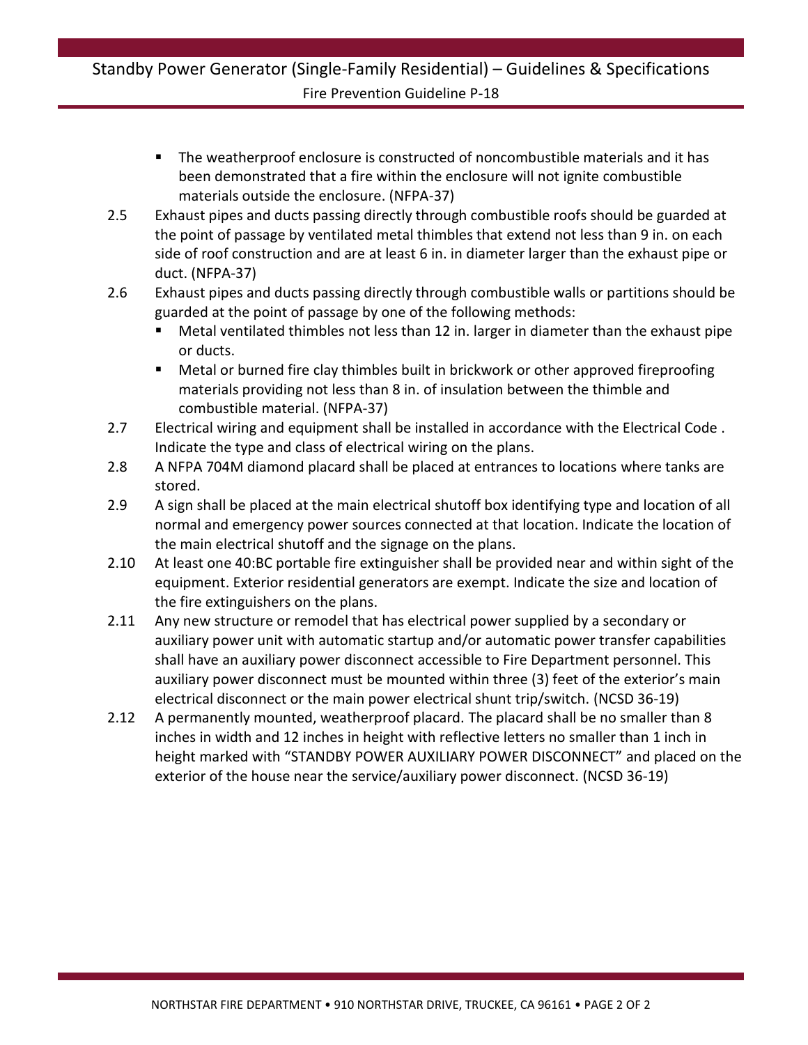- The weatherproof enclosure is constructed of noncombustible materials and it has been demonstrated that a fire within the enclosure will not ignite combustible materials outside the enclosure. (NFPA-37)

2.5 Exhaust pipes and ducts passing directly through combustible roofs should be guarded at the point of passage by ventilated metal thimbles that extend not less than 9 in. on each side of roof construction and are at least 6 in. in diameter larger than the exhaust pipe or duct. (NFPA-37)

2.6 Exhaust pipes and ducts passing directly through combustible walls or partitions should be guarded at the point of passage by one of the following methods:

- Metal ventilated thimbles not less than 12 in. larger in diameter than the exhaust pipe or ducts.
- Metal or burned fire clay thimbles built in brickwork or other approved fireproofing materials providing not less than 8 in. of insulation between the thimble and combustible material. (NFPA-37)

2.7 Electrical wiring and equipment shall be installed in accordance with the Electrical Code . Indicate the type and class of electrical wiring on the plans.

2.8 A NFPA 704M diamond placard shall be placed at entrances to locations where tanks are stored.

2.9 A sign shall be placed at the main electrical shutoff box identifying type and location of all normal and emergency power sources connected at that location. Indicate the location of the main electrical shutoff and the signage on the plans.

2.10 At least one 40:BC portable fire extinguisher shall be provided near and within sight of the equipment. Exterior residential generators are exempt. Indicate the size and location of the fire extinguishers on the plans.

2.11 Any new structure or remodel that has electrical power supplied by a secondary or auxiliary power unit with automatic startup and/or automatic power transfer capabilities shall have an auxiliary power disconnect accessible to Fire Department personnel. This auxiliary power disconnect must be mounted within three (3) feet of the exterior's main electrical disconnect or the main power electrical shunt trip/switch. (NCSD 36-19)

2.12 A permanently mounted, weatherproof placard. The placard shall be no smaller than 8 inches in width and 12 inches in height with reflective letters no smaller than 1 inch in height marked with "STANDBY POWER AUXILIARY POWER DISCONNECT" and placed on the exterior of the house near the service/auxiliary power disconnect. (NCSD 36-19)